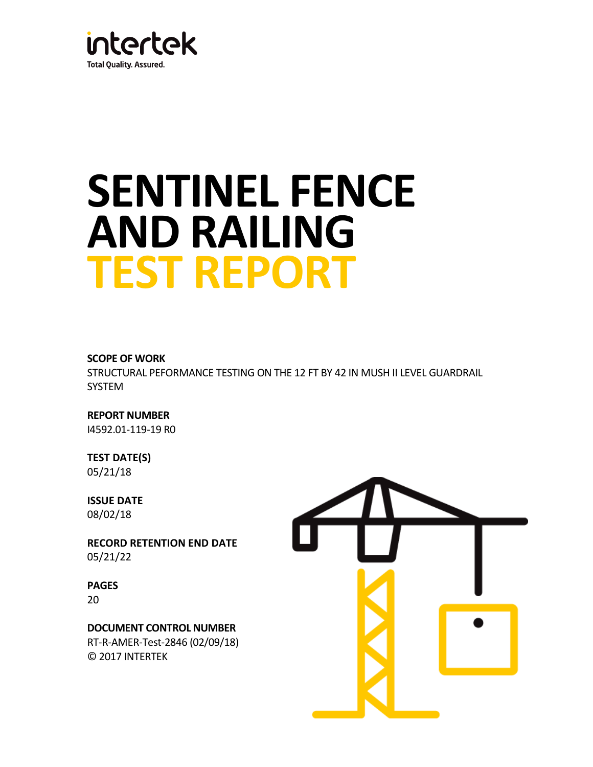intertek

Total Quality. Assured.

# SENTINEL FENCE AND RAILING TEST REPORT

**SCOPE OF WORK**

STRUCTURAL PEFORMANCE TESTING ON THE 12 FT BY 42 IN MUSH II LEVEL GUARDRAIL SYSTEM

**REPORT NUMBER**

I4592.01-119-19 R0

**TEST DATE(S)**

05/21/18

**ISSUE DATE**

08/02/18

**RECORD RETENTION END DATE**

05/21/22

**PAGES**

20

**DOCUMENT CONTROL NUMBER**

RT-R-AMER-Test-2846 (02/09/18)

© 2017 INTERTEK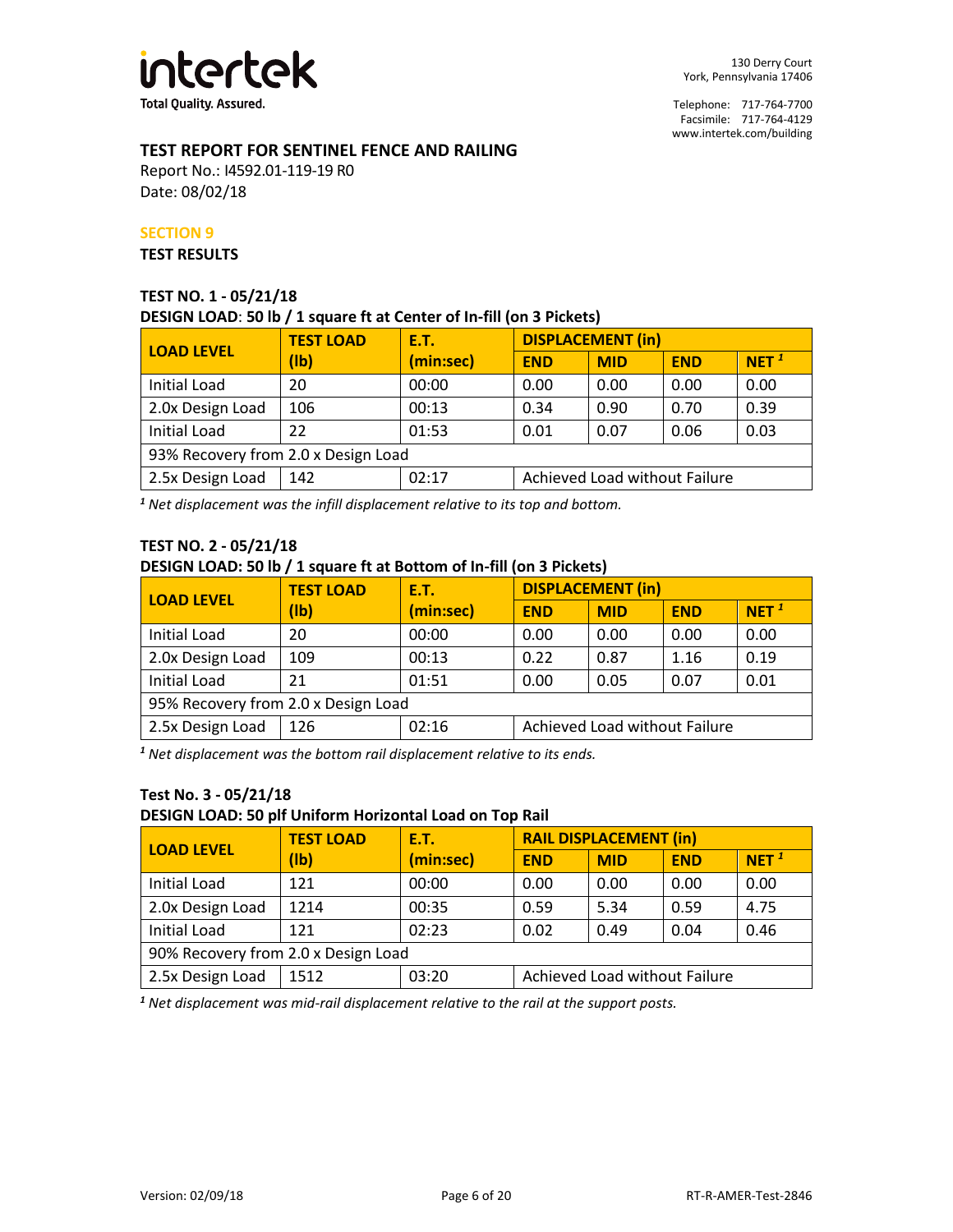**intertek**
Total Quality. Assured.

130 Derry Court
York, Pennsylvania 17406

Telephone: 717-764-7700
Facsimile: 717-764-4129
www.intertek.com/building

## TEST REPORT FOR SENTINEL FENCE AND RAILING

Report No.: I4592.01-119-19 R0
Date: 08/02/18

### SECTION 9

**TEST RESULTS**

**TEST NO. 1 - 05/21/18**
**DESIGN LOAD: 50 lb / 1 square ft at Center of In-fill (on 3 Pickets)**

| LOAD LEVEL | TEST LOAD (lb) | E.T. (min:sec) | DISPLACEMENT (in) | | | |
|---|---|---|---|---|---|---|
| | | | END | MID | END | NET [1] |
| Initial Load | 20 | 00:00 | 0.00 | 0.00 | 0.00 | 0.00 |
| 2.0x Design Load | 106 | 00:13 | 0.34 | 0.90 | 0.70 | 0.39 |
| Initial Load | 22 | 01:53 | 0.01 | 0.07 | 0.06 | 0.03 |
| 93% Recovery from 2.0 x Design Load | | | | | | |
| 2.5x Design Load | 142 | 02:17 | Achieved Load without Failure | | | |

*[1] Net displacement was the infill displacement relative to its top and bottom.*

**TEST NO. 2 - 05/21/18**
**DESIGN LOAD: 50 lb / 1 square ft at Bottom of In-fill (on 3 Pickets)**

| LOAD LEVEL | TEST LOAD (lb) | E.T. (min:sec) | DISPLACEMENT (in) | | | |
|---|---|---|---|---|---|---|
| | | | END | MID | END | NET [1] |
| Initial Load | 20 | 00:00 | 0.00 | 0.00 | 0.00 | 0.00 |
| 2.0x Design Load | 109 | 00:13 | 0.22 | 0.87 | 1.16 | 0.19 |
| Initial Load | 21 | 01:51 | 0.00 | 0.05 | 0.07 | 0.01 |
| 95% Recovery from 2.0 x Design Load | | | | | | |
| 2.5x Design Load | 126 | 02:16 | Achieved Load without Failure | | | |

*[1] Net displacement was the bottom rail displacement relative to its ends.*

**Test No. 3 - 05/21/18**
**DESIGN LOAD: 50 plf Uniform Horizontal Load on Top Rail**

| LOAD LEVEL | TEST LOAD (lb) | E.T. (min:sec) | RAIL DISPLACEMENT (in) | | | |
|---|---|---|---|---|---|---|
| | | | END | MID | END | NET [1] |
| Initial Load | 121 | 00:00 | 0.00 | 0.00 | 0.00 | 0.00 |
| 2.0x Design Load | 1214 | 00:35 | 0.59 | 5.34 | 0.59 | 4.75 |
| Initial Load | 121 | 02:23 | 0.02 | 0.49 | 0.04 | 0.46 |
| 90% Recovery from 2.0 x Design Load | | | | | | |
| 2.5x Design Load | 1512 | 03:20 | Achieved Load without Failure | | | |

*[1] Net displacement was mid-rail displacement relative to the rail at the support posts.*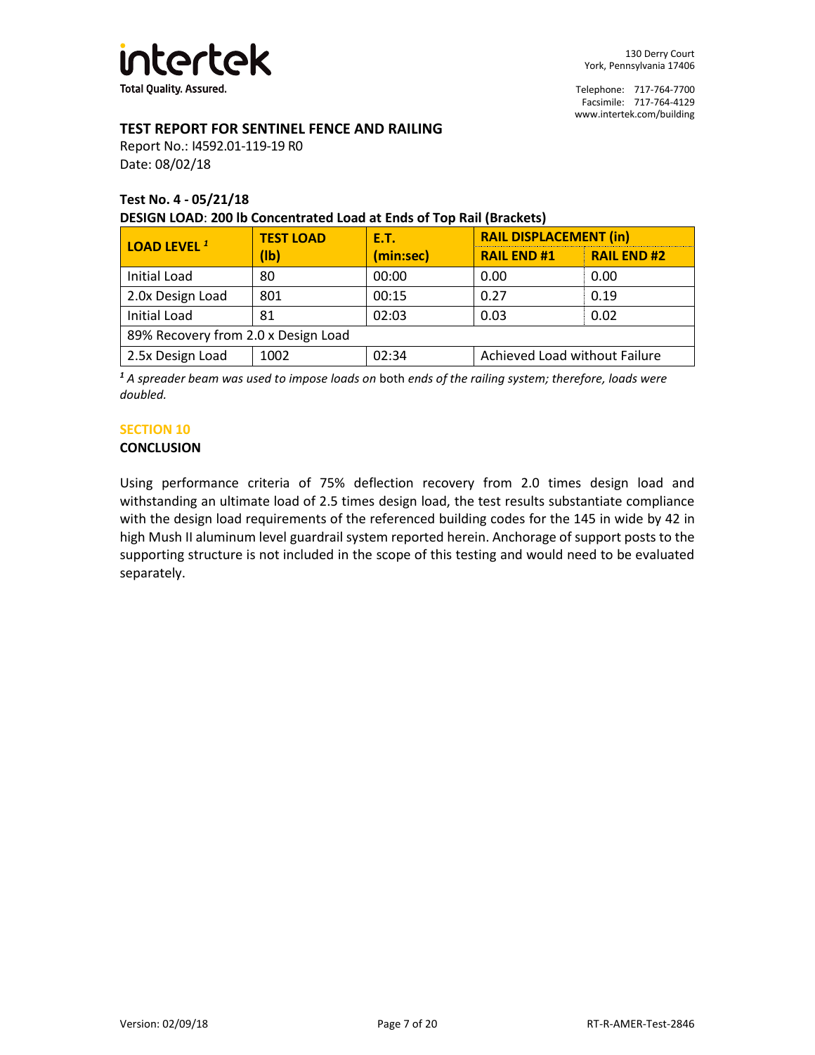### TEST REPORT FOR SENTINEL FENCE AND RAILING

Report No.: I4592.01-119-19 R0
Date: 08/02/18

**Test No. 4 - 05/21/18**

**DESIGN LOAD**: **200 lb Concentrated Load at Ends of Top Rail (Brackets)**

| LOAD LEVEL [1] | TEST LOAD (lb) | E.T. (min:sec) | RAIL DISPLACEMENT (in) | |
|---|---|---|---|---|
| | | | RAIL END #1 | RAIL END #2 |
| Initial Load | 80 | 00:00 | 0.00 | 0.00 |
| 2.0x Design Load | 801 | 00:15 | 0.27 | 0.19 |
| Initial Load | 81 | 02:03 | 0.03 | 0.02 |
| 89% Recovery from 2.0 x Design Load | | | | |
| 2.5x Design Load | 1002 | 02:34 | Achieved Load without Failure | |

[1] *A spreader beam was used to impose loads on* both *ends of the railing system; therefore, loads were doubled.*

## SECTION 10

**CONCLUSION**

Using performance criteria of 75% deflection recovery from 2.0 times design load and withstanding an ultimate load of 2.5 times design load, the test results substantiate compliance with the design load requirements of the referenced building codes for the 145 in wide by 42 in high Mush II aluminum level guardrail system reported herein. Anchorage of support posts to the supporting structure is not included in the scope of this testing and would need to be evaluated separately.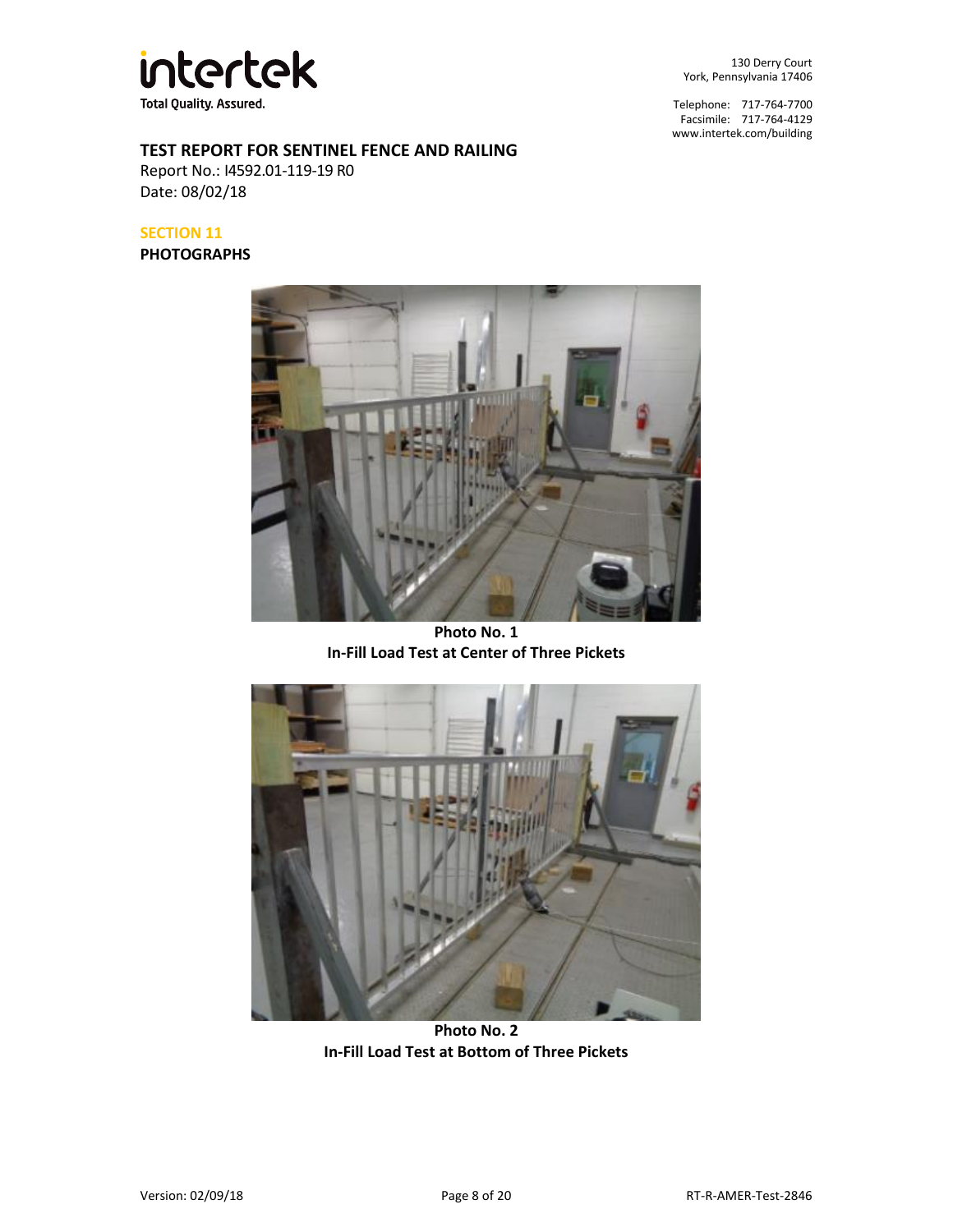**TEST REPORT FOR SENTINEL FENCE AND RAILING**
Report No.: I4592.01-119-19 R0
Date: 08/02/18

## SECTION 11

## PHOTOGRAPHS

**Photo No. 1**
**In-Fill Load Test at Center of Three Pickets**

**Photo No. 2**
**In-Fill Load Test at Bottom of Three Pickets**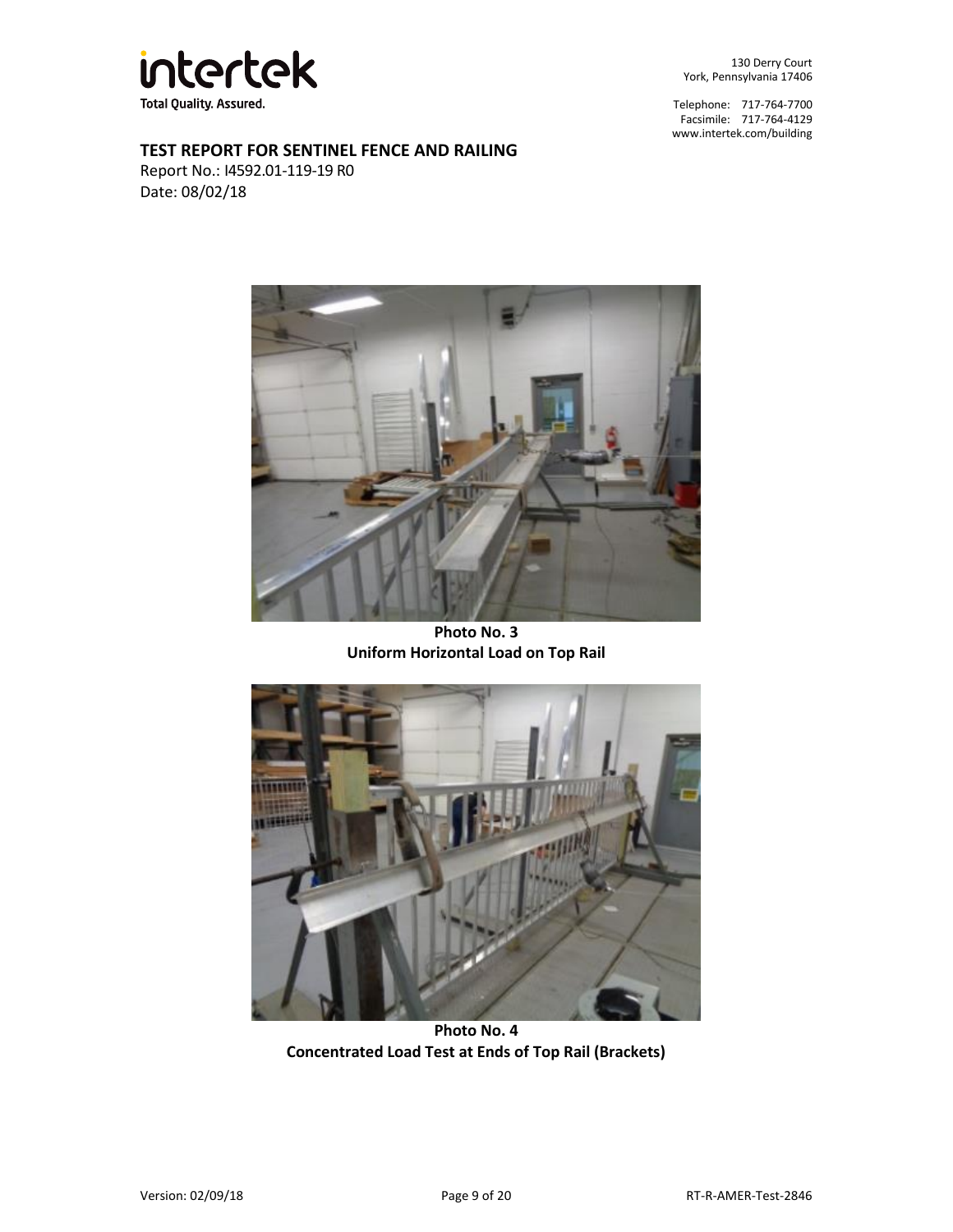Photo No. 3
Uniform Horizontal Load on Top Rail

Photo No. 4
Concentrated Load Test at Ends of Top Rail (Brackets)